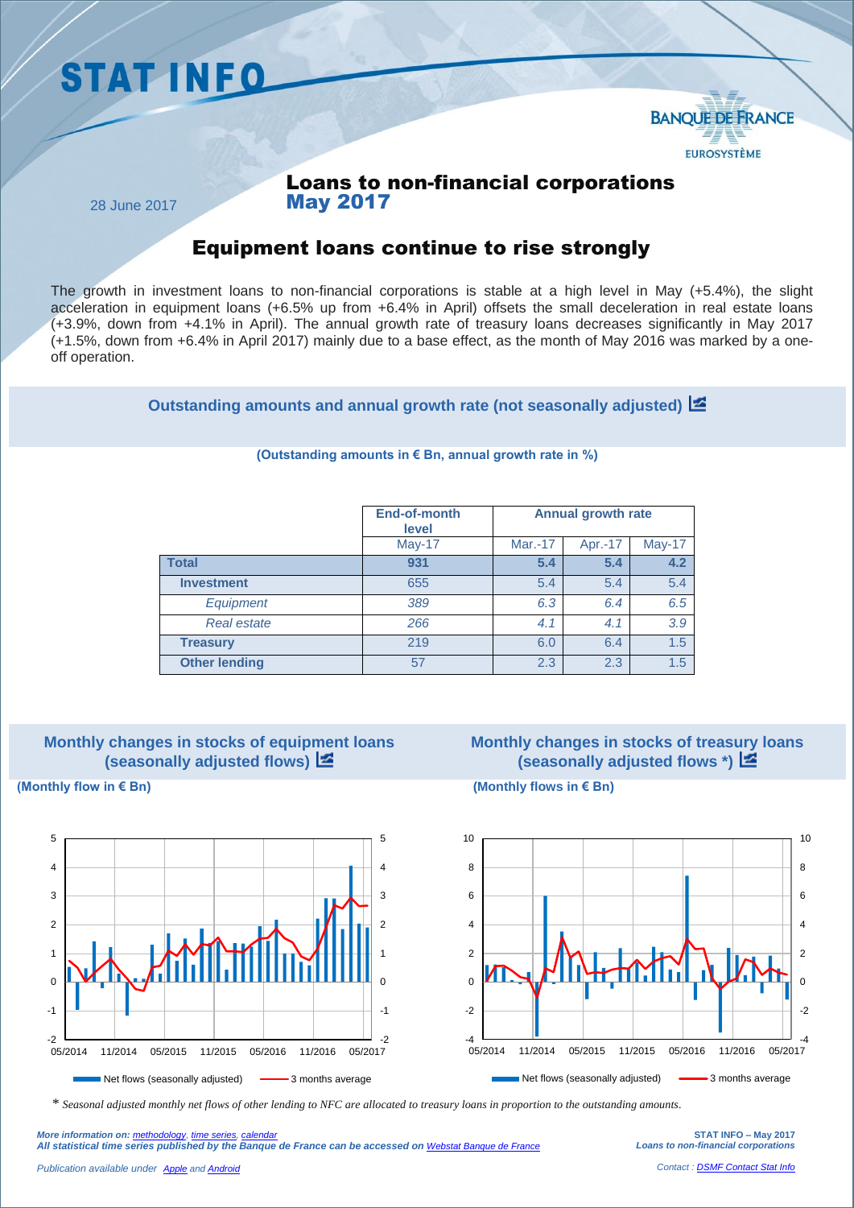# STAT INFO

BANQUE DE FRANCE
EUROSYSTÈME

28 June 2017

## Loans to non-financial corporations May 2017

## Equipment loans continue to rise strongly

The growth in investment loans to non-financial corporations is stable at a high level in May (+5.4%), the slight acceleration in equipment loans (+6.5% up from +6.4% in April) offsets the small deceleration in real estate loans (+3.9%, down from +4.1% in April). The annual growth rate of treasury loans decreases significantly in May 2017 (+1.5%, down from +6.4% in April 2017) mainly due to a base effect, as the month of May 2016 was marked by a one-off operation.

### Outstanding amounts and annual growth rate (not seasonally adjusted)

**(Outstanding amounts in € Bn, annual growth rate in %)**

| | End-of-month level | Annual growth rate | | |
|---|---|---|---|---|
| | May-17 | Mar.-17 | Apr.-17 | May-17 |
| **Total** | **931** | **5.4** | **5.4** | **4.2** |
| **Investment** | 655 | 5.4 | 5.4 | 5.4 |
| *Equipment* | *389* | *6.3* | *6.4* | *6.5* |
| *Real estate* | *266* | *4.1* | *4.1* | *3.9* |
| **Treasury** | 219 | 6.0 | 6.4 | 1.5 |
| **Other lending** | 57 | 2.3 | 2.3 | 1.5 |

### Monthly changes in stocks of equipment loans (seasonally adjusted flows)

**(Monthly flow in € Bn)**

### Monthly changes in stocks of treasury loans (seasonally adjusted flows *)

**(Monthly flows in € Bn)**

\* *Seasonal adjusted monthly net flows of other lending to NFC are allocated to treasury loans in proportion to the outstanding amounts.*

*More information on: methodology, time series, calendar*
***All statistical time series published by the Banque de France can be accessed on Webstat Banque de France***

*Publication available under Apple and Android*

**STAT INFO – May 2017**
***Loans to non-financial corporations***

*Contact : DSMF Contact Stat Info*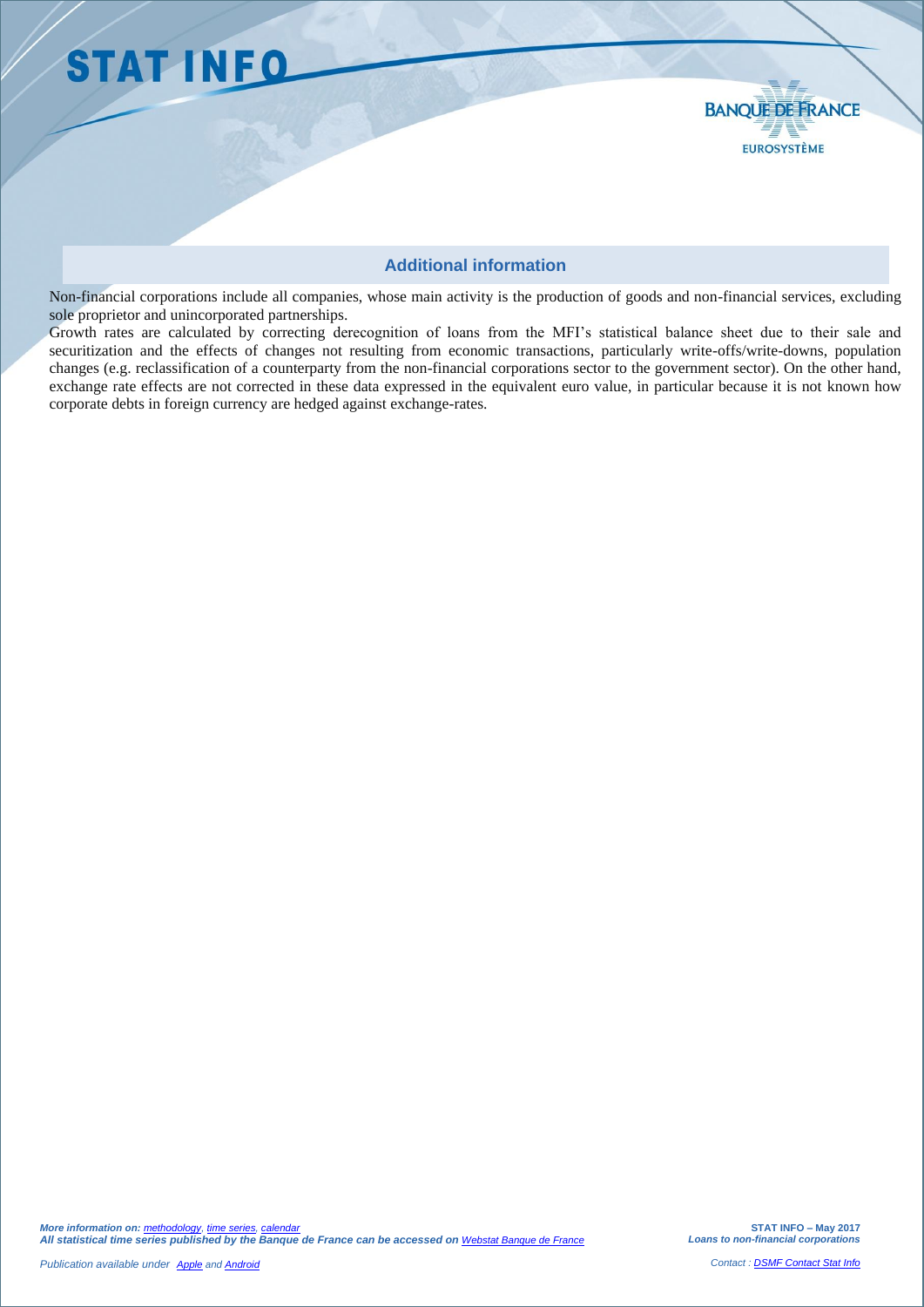## Additional information

Non-financial corporations include all companies, whose main activity is the production of goods and non-financial services, excluding sole proprietor and unincorporated partnerships.

Growth rates are calculated by correcting derecognition of loans from the MFI's statistical balance sheet due to their sale and securitization and the effects of changes not resulting from economic transactions, particularly write-offs/write-downs, population changes (e.g. reclassification of a counterparty from the non-financial corporations sector to the government sector). On the other hand, exchange rate effects are not corrected in these data expressed in the equivalent euro value, in particular because it is not known how corporate debts in foreign currency are hedged against exchange-rates.